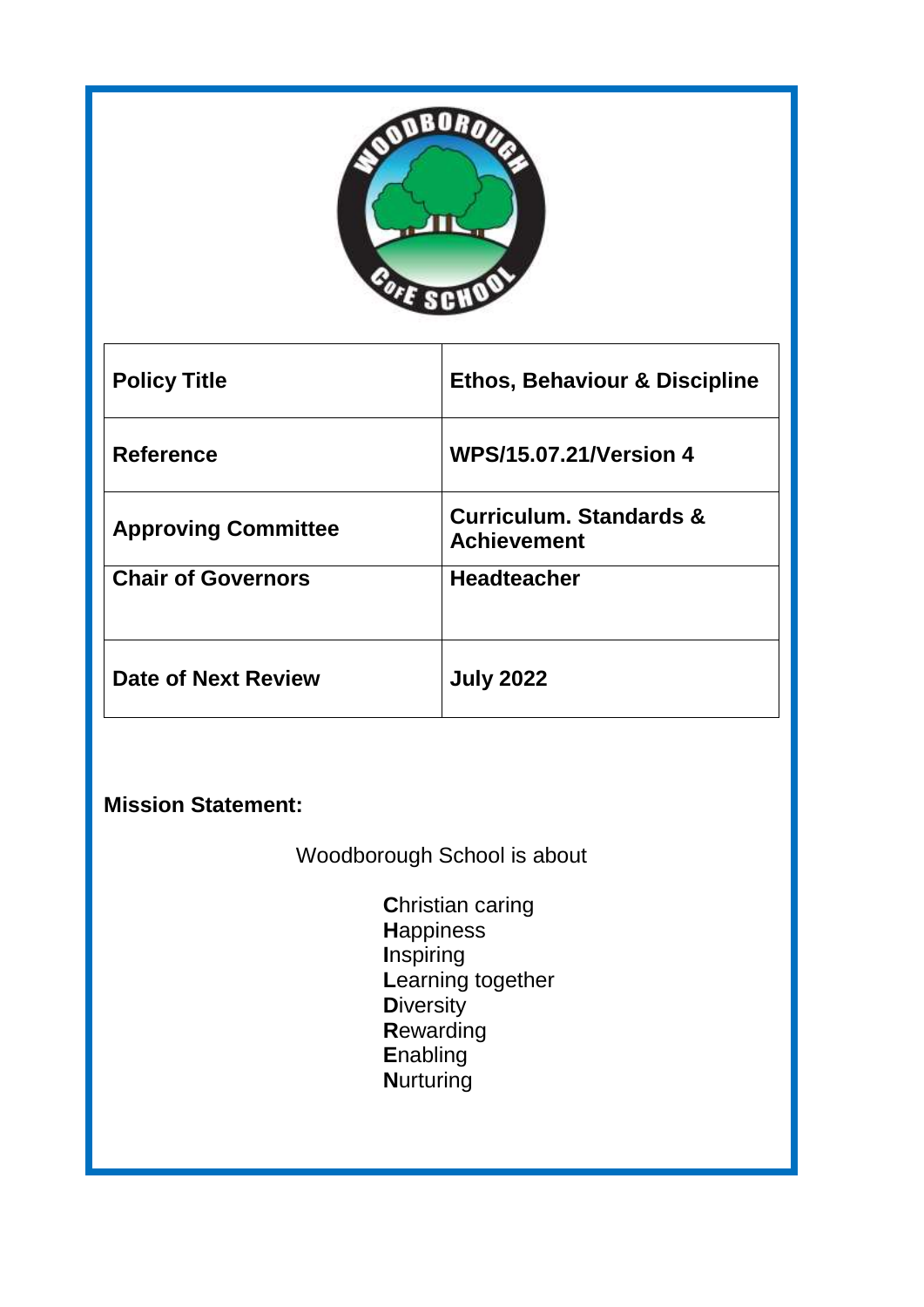| Policy Title | Ethos, Behaviour & Discipline |
|---|---|
| Reference | WPS/15.07.21/Version 4 |
| Approving Committee | Curriculum. Standards & Achievement |
| Chair of Governors | Headteacher |
| Date of Next Review | July 2022 |

**Mission Statement:**

Woodborough School is about

**C**hristian caring
**H**appiness
**I**nspiring
**L**earning together
**D**iversity
**R**ewarding
**E**nabling
**N**urturing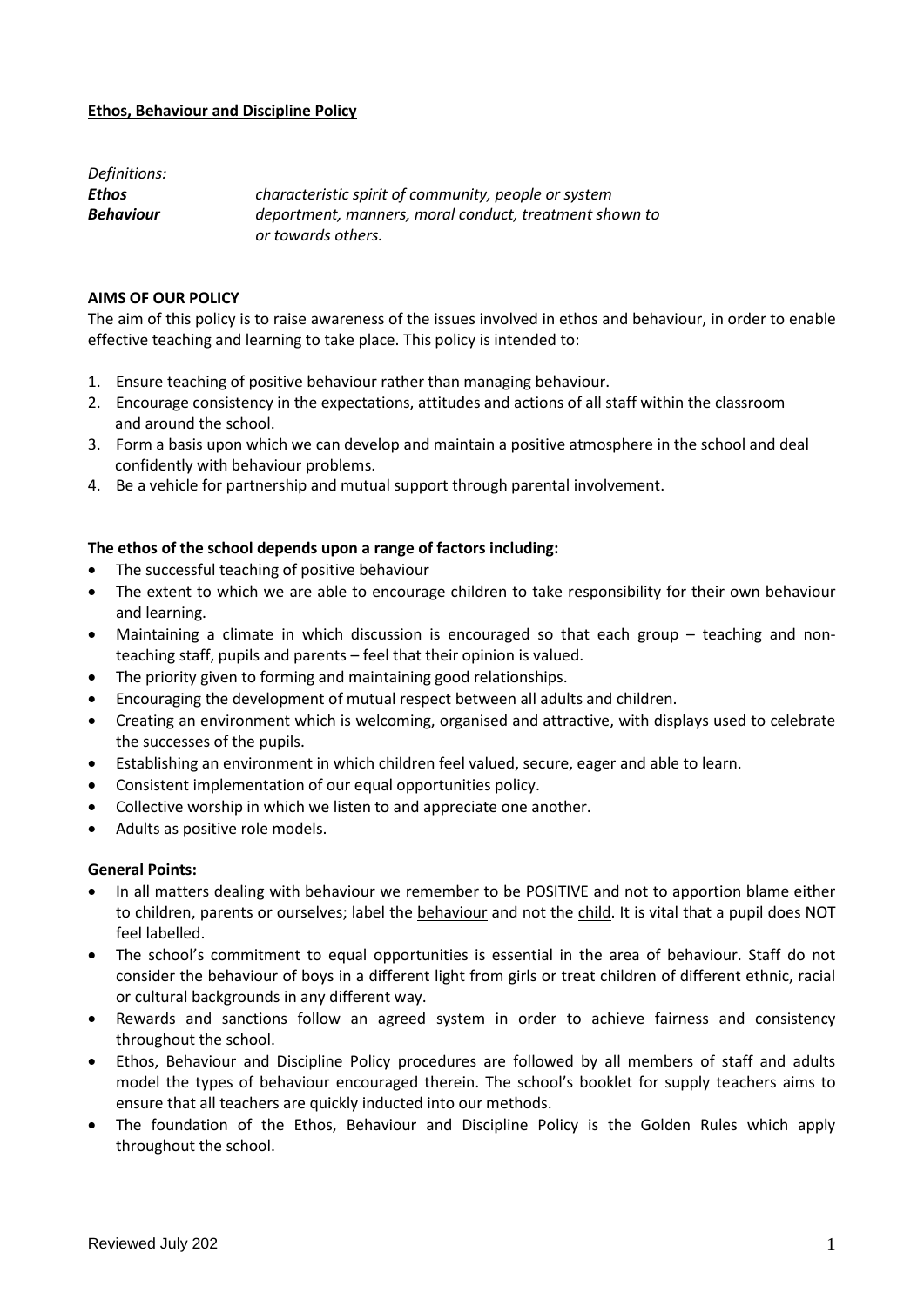**Ethos, Behaviour and Discipline Policy**

*Definitions:*

| | |
|---|---|
| ***Ethos*** | *characteristic spirit of community, people or system* |
| ***Behaviour*** | *deportment, manners, moral conduct, treatment shown to or towards others.* |

**AIMS OF OUR POLICY**

The aim of this policy is to raise awareness of the issues involved in ethos and behaviour, in order to enable effective teaching and learning to take place. This policy is intended to:

1. Ensure teaching of positive behaviour rather than managing behaviour.
2. Encourage consistency in the expectations, attitudes and actions of all staff within the classroom and around the school.
3. Form a basis upon which we can develop and maintain a positive atmosphere in the school and deal confidently with behaviour problems.
4. Be a vehicle for partnership and mutual support through parental involvement.

**The ethos of the school depends upon a range of factors including:**

- The successful teaching of positive behaviour
- The extent to which we are able to encourage children to take responsibility for their own behaviour and learning.
- Maintaining a climate in which discussion is encouraged so that each group – teaching and non-teaching staff, pupils and parents – feel that their opinion is valued.
- The priority given to forming and maintaining good relationships.
- Encouraging the development of mutual respect between all adults and children.
- Creating an environment which is welcoming, organised and attractive, with displays used to celebrate the successes of the pupils.
- Establishing an environment in which children feel valued, secure, eager and able to learn.
- Consistent implementation of our equal opportunities policy.
- Collective worship in which we listen to and appreciate one another.
- Adults as positive role models.

**General Points:**

- In all matters dealing with behaviour we remember to be POSITIVE and not to apportion blame either to children, parents or ourselves; label the <u>behaviour</u> and not the <u>child</u>. It is vital that a pupil does NOT feel labelled.
- The school's commitment to equal opportunities is essential in the area of behaviour. Staff do not consider the behaviour of boys in a different light from girls or treat children of different ethnic, racial or cultural backgrounds in any different way.
- Rewards and sanctions follow an agreed system in order to achieve fairness and consistency throughout the school.
- Ethos, Behaviour and Discipline Policy procedures are followed by all members of staff and adults model the types of behaviour encouraged therein. The school's booklet for supply teachers aims to ensure that all teachers are quickly inducted into our methods.
- The foundation of the Ethos, Behaviour and Discipline Policy is the Golden Rules which apply throughout the school.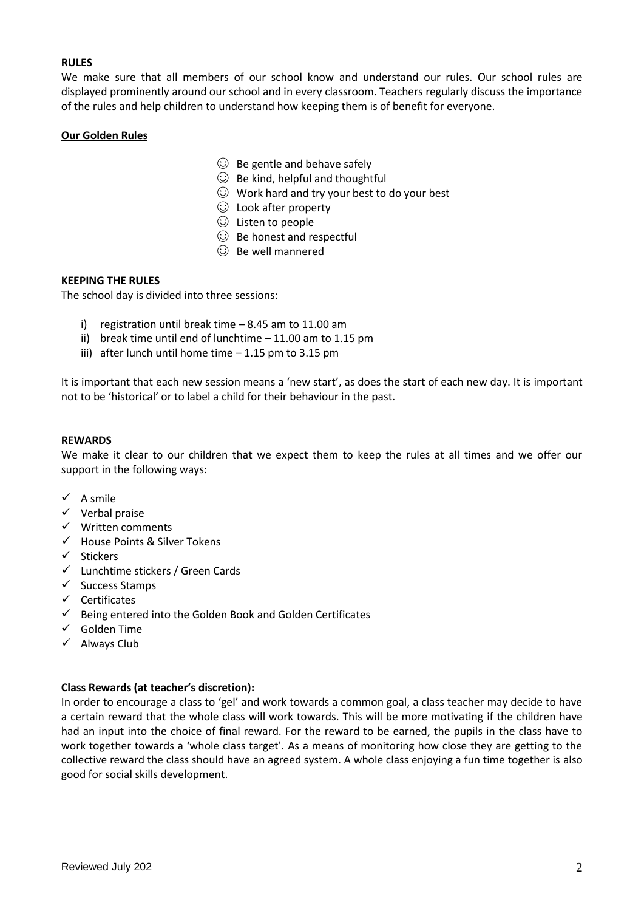**RULES**

We make sure that all members of our school know and understand our rules. Our school rules are displayed prominently around our school and in every classroom. Teachers regularly discuss the importance of the rules and help children to understand how keeping them is of benefit for everyone.

**Our Golden Rules**

- ☺ Be gentle and behave safely
- ☺ Be kind, helpful and thoughtful
- ☺ Work hard and try your best to do your best
- ☺ Look after property
- ☺ Listen to people
- ☺ Be honest and respectful
- ☺ Be well mannered

**KEEPING THE RULES**

The school day is divided into three sessions:

i) registration until break time – 8.45 am to 11.00 am
ii) break time until end of lunchtime – 11.00 am to 1.15 pm
iii) after lunch until home time – 1.15 pm to 3.15 pm

It is important that each new session means a 'new start', as does the start of each new day. It is important not to be 'historical' or to label a child for their behaviour in the past.

**REWARDS**

We make it clear to our children that we expect them to keep the rules at all times and we offer our support in the following ways:

- ✓ A smile
- ✓ Verbal praise
- ✓ Written comments
- ✓ House Points & Silver Tokens
- ✓ Stickers
- ✓ Lunchtime stickers / Green Cards
- ✓ Success Stamps
- ✓ Certificates
- ✓ Being entered into the Golden Book and Golden Certificates
- ✓ Golden Time
- ✓ Always Club

**Class Rewards (at teacher's discretion):**

In order to encourage a class to 'gel' and work towards a common goal, a class teacher may decide to have a certain reward that the whole class will work towards. This will be more motivating if the children have had an input into the choice of final reward. For the reward to be earned, the pupils in the class have to work together towards a 'whole class target'. As a means of monitoring how close they are getting to the collective reward the class should have an agreed system. A whole class enjoying a fun time together is also good for social skills development.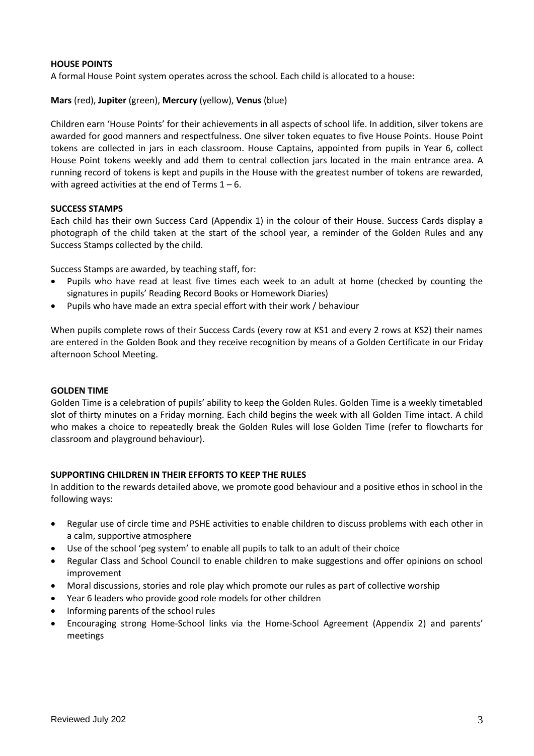## HOUSE POINTS

A formal House Point system operates across the school. Each child is allocated to a house:

**Mars** (red), **Jupiter** (green), **Mercury** (yellow), **Venus** (blue)

Children earn 'House Points' for their achievements in all aspects of school life. In addition, silver tokens are awarded for good manners and respectfulness. One silver token equates to five House Points. House Point tokens are collected in jars in each classroom. House Captains, appointed from pupils in Year 6, collect House Point tokens weekly and add them to central collection jars located in the main entrance area. A running record of tokens is kept and pupils in the House with the greatest number of tokens are rewarded, with agreed activities at the end of Terms 1 – 6.

## SUCCESS STAMPS

Each child has their own Success Card (Appendix 1) in the colour of their House. Success Cards display a photograph of the child taken at the start of the school year, a reminder of the Golden Rules and any Success Stamps collected by the child.

Success Stamps are awarded, by teaching staff, for:

- Pupils who have read at least five times each week to an adult at home (checked by counting the signatures in pupils' Reading Record Books or Homework Diaries)
- Pupils who have made an extra special effort with their work / behaviour

When pupils complete rows of their Success Cards (every row at KS1 and every 2 rows at KS2) their names are entered in the Golden Book and they receive recognition by means of a Golden Certificate in our Friday afternoon School Meeting.

## GOLDEN TIME

Golden Time is a celebration of pupils' ability to keep the Golden Rules. Golden Time is a weekly timetabled slot of thirty minutes on a Friday morning. Each child begins the week with all Golden Time intact. A child who makes a choice to repeatedly break the Golden Rules will lose Golden Time (refer to flowcharts for classroom and playground behaviour).

## SUPPORTING CHILDREN IN THEIR EFFORTS TO KEEP THE RULES

In addition to the rewards detailed above, we promote good behaviour and a positive ethos in school in the following ways:

- Regular use of circle time and PSHE activities to enable children to discuss problems with each other in a calm, supportive atmosphere
- Use of the school 'peg system' to enable all pupils to talk to an adult of their choice
- Regular Class and School Council to enable children to make suggestions and offer opinions on school improvement
- Moral discussions, stories and role play which promote our rules as part of collective worship
- Year 6 leaders who provide good role models for other children
- Informing parents of the school rules
- Encouraging strong Home-School links via the Home-School Agreement (Appendix 2) and parents' meetings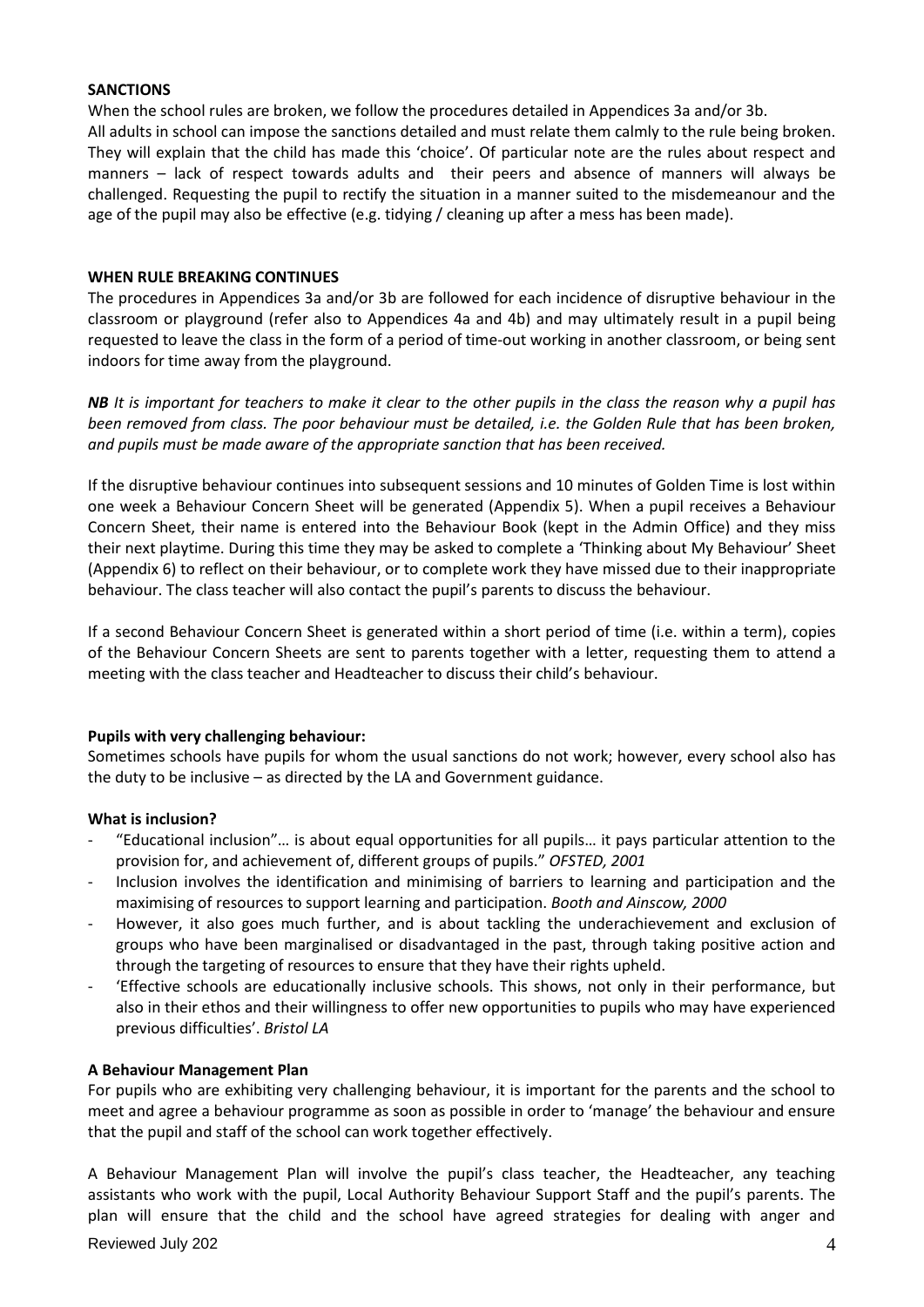**SANCTIONS**

When the school rules are broken, we follow the procedures detailed in Appendices 3a and/or 3b.
All adults in school can impose the sanctions detailed and must relate them calmly to the rule being broken. They will explain that the child has made this 'choice'. Of particular note are the rules about respect and manners – lack of respect towards adults and their peers and absence of manners will always be challenged. Requesting the pupil to rectify the situation in a manner suited to the misdemeanour and the age of the pupil may also be effective (e.g. tidying / cleaning up after a mess has been made).

**WHEN RULE BREAKING CONTINUES**

The procedures in Appendices 3a and/or 3b are followed for each incidence of disruptive behaviour in the classroom or playground (refer also to Appendices 4a and 4b) and may ultimately result in a pupil being requested to leave the class in the form of a period of time-out working in another classroom, or being sent indoors for time away from the playground.

***NB*** *It is important for teachers to make it clear to the other pupils in the class the reason why a pupil has been removed from class. The poor behaviour must be detailed, i.e. the Golden Rule that has been broken, and pupils must be made aware of the appropriate sanction that has been received.*

If the disruptive behaviour continues into subsequent sessions and 10 minutes of Golden Time is lost within one week a Behaviour Concern Sheet will be generated (Appendix 5). When a pupil receives a Behaviour Concern Sheet, their name is entered into the Behaviour Book (kept in the Admin Office) and they miss their next playtime. During this time they may be asked to complete a 'Thinking about My Behaviour' Sheet (Appendix 6) to reflect on their behaviour, or to complete work they have missed due to their inappropriate behaviour. The class teacher will also contact the pupil's parents to discuss the behaviour.

If a second Behaviour Concern Sheet is generated within a short period of time (i.e. within a term), copies of the Behaviour Concern Sheets are sent to parents together with a letter, requesting them to attend a meeting with the class teacher and Headteacher to discuss their child's behaviour.

**Pupils with very challenging behaviour:**

Sometimes schools have pupils for whom the usual sanctions do not work; however, every school also has the duty to be inclusive – as directed by the LA and Government guidance.

**What is inclusion?**

- "Educational inclusion"… is about equal opportunities for all pupils… it pays particular attention to the provision for, and achievement of, different groups of pupils." *OFSTED, 2001*
- Inclusion involves the identification and minimising of barriers to learning and participation and the maximising of resources to support learning and participation. *Booth and Ainscow, 2000*
- However, it also goes much further, and is about tackling the underachievement and exclusion of groups who have been marginalised or disadvantaged in the past, through taking positive action and through the targeting of resources to ensure that they have their rights upheld.
- 'Effective schools are educationally inclusive schools. This shows, not only in their performance, but also in their ethos and their willingness to offer new opportunities to pupils who may have experienced previous difficulties'. *Bristol LA*

**A Behaviour Management Plan**

For pupils who are exhibiting very challenging behaviour, it is important for the parents and the school to meet and agree a behaviour programme as soon as possible in order to 'manage' the behaviour and ensure that the pupil and staff of the school can work together effectively.

A Behaviour Management Plan will involve the pupil's class teacher, the Headteacher, any teaching assistants who work with the pupil, Local Authority Behaviour Support Staff and the pupil's parents. The plan will ensure that the child and the school have agreed strategies for dealing with anger and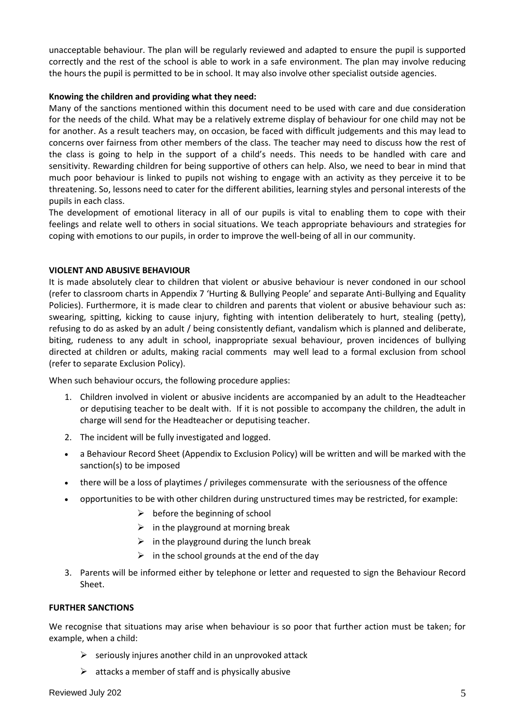unacceptable behaviour. The plan will be regularly reviewed and adapted to ensure the pupil is supported correctly and the rest of the school is able to work in a safe environment. The plan may involve reducing the hours the pupil is permitted to be in school. It may also involve other specialist outside agencies.

**Knowing the children and providing what they need:**
Many of the sanctions mentioned within this document need to be used with care and due consideration for the needs of the child. What may be a relatively extreme display of behaviour for one child may not be for another. As a result teachers may, on occasion, be faced with difficult judgements and this may lead to concerns over fairness from other members of the class. The teacher may need to discuss how the rest of the class is going to help in the support of a child's needs. This needs to be handled with care and sensitivity. Rewarding children for being supportive of others can help. Also, we need to bear in mind that much poor behaviour is linked to pupils not wishing to engage with an activity as they perceive it to be threatening. So, lessons need to cater for the different abilities, learning styles and personal interests of the pupils in each class.
The development of emotional literacy in all of our pupils is vital to enabling them to cope with their feelings and relate well to others in social situations. We teach appropriate behaviours and strategies for coping with emotions to our pupils, in order to improve the well-being of all in our community.

**VIOLENT AND ABUSIVE BEHAVIOUR**
It is made absolutely clear to children that violent or abusive behaviour is never condoned in our school (refer to classroom charts in Appendix 7 'Hurting & Bullying People' and separate Anti-Bullying and Equality Policies). Furthermore, it is made clear to children and parents that violent or abusive behaviour such as: swearing, spitting, kicking to cause injury, fighting with intention deliberately to hurt, stealing (petty), refusing to do as asked by an adult / being consistently defiant, vandalism which is planned and deliberate, biting, rudeness to any adult in school, inappropriate sexual behaviour, proven incidences of bullying directed at children or adults, making racial comments may well lead to a formal exclusion from school (refer to separate Exclusion Policy).

When such behaviour occurs, the following procedure applies:

1. Children involved in violent or abusive incidents are accompanied by an adult to the Headteacher or deputising teacher to be dealt with. If it is not possible to accompany the children, the adult in charge will send for the Headteacher or deputising teacher.
2. The incident will be fully investigated and logged.

- a Behaviour Record Sheet (Appendix to Exclusion Policy) will be written and will be marked with the sanction(s) to be imposed
- there will be a loss of playtimes / privileges commensurate with the seriousness of the offence
- opportunities to be with other children during unstructured times may be restricted, for example:
    - before the beginning of school
    - in the playground at morning break
    - in the playground during the lunch break
    - in the school grounds at the end of the day

3. Parents will be informed either by telephone or letter and requested to sign the Behaviour Record Sheet.

**FURTHER SANCTIONS**

We recognise that situations may arise when behaviour is so poor that further action must be taken; for example, when a child:

- seriously injures another child in an unprovoked attack
- attacks a member of staff and is physically abusive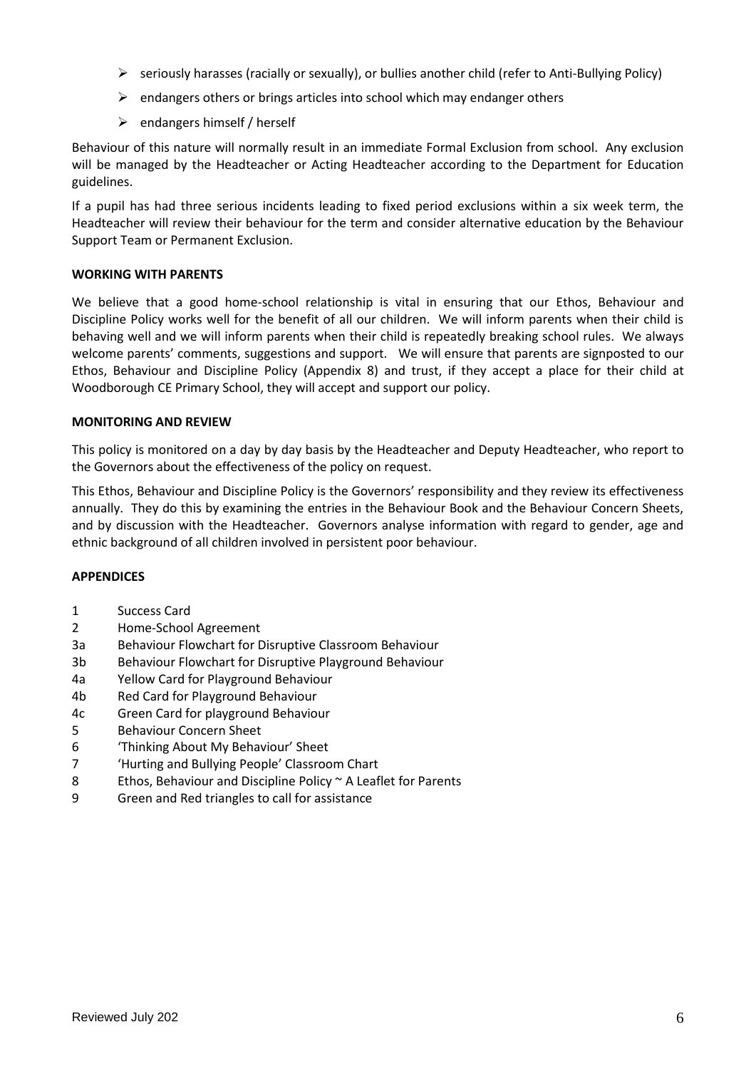- seriously harasses (racially or sexually), or bullies another child (refer to Anti-Bullying Policy)
- endangers others or brings articles into school which may endanger others
- endangers himself / herself

Behaviour of this nature will normally result in an immediate Formal Exclusion from school. Any exclusion will be managed by the Headteacher or Acting Headteacher according to the Department for Education guidelines.

If a pupil has had three serious incidents leading to fixed period exclusions within a six week term, the Headteacher will review their behaviour for the term and consider alternative education by the Behaviour Support Team or Permanent Exclusion.

**WORKING WITH PARENTS**

We believe that a good home-school relationship is vital in ensuring that our Ethos, Behaviour and Discipline Policy works well for the benefit of all our children. We will inform parents when their child is behaving well and we will inform parents when their child is repeatedly breaking school rules. We always welcome parents' comments, suggestions and support. We will ensure that parents are signposted to our Ethos, Behaviour and Discipline Policy (Appendix 8) and trust, if they accept a place for their child at Woodborough CE Primary School, they will accept and support our policy.

**MONITORING AND REVIEW**

This policy is monitored on a day by day basis by the Headteacher and Deputy Headteacher, who report to the Governors about the effectiveness of the policy on request.

This Ethos, Behaviour and Discipline Policy is the Governors' responsibility and they review its effectiveness annually. They do this by examining the entries in the Behaviour Book and the Behaviour Concern Sheets, and by discussion with the Headteacher. Governors analyse information with regard to gender, age and ethnic background of all children involved in persistent poor behaviour.

**APPENDICES**

1 Success Card
2 Home-School Agreement
3a Behaviour Flowchart for Disruptive Classroom Behaviour
3b Behaviour Flowchart for Disruptive Playground Behaviour
4a Yellow Card for Playground Behaviour
4b Red Card for Playground Behaviour
4c Green Card for playground Behaviour
5 Behaviour Concern Sheet
6 'Thinking About My Behaviour' Sheet
7 'Hurting and Bullying People' Classroom Chart
8 Ethos, Behaviour and Discipline Policy ~ A Leaflet for Parents
9 Green and Red triangles to call for assistance

Reviewed July 202